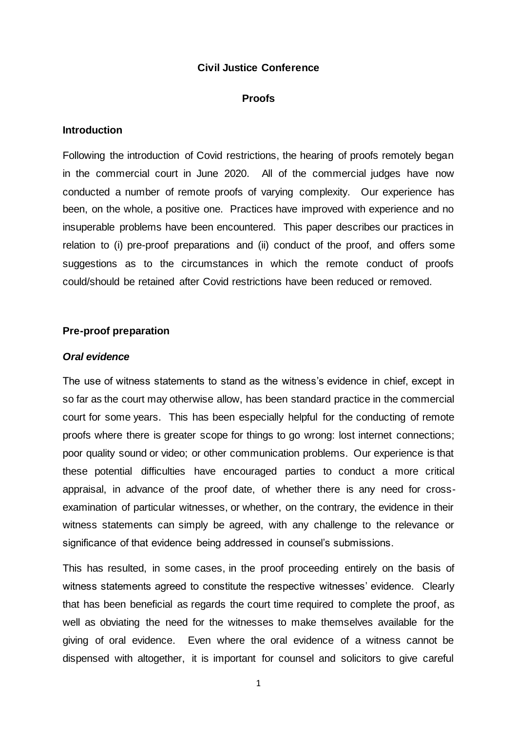# Civil Justice Conference

## Proofs

### Introduction

Following the introduction of Covid restrictions, the hearing of proofs remotely began in the commercial court in June 2020. All of the commercial judges have now conducted a number of remote proofs of varying complexity. Our experience has been, on the whole, a positive one. Practices have improved with experience and no insuperable problems have been encountered. This paper describes our practices in relation to (i) pre-proof preparations and (ii) conduct of the proof, and offers some suggestions as to the circumstances in which the remote conduct of proofs could/should be retained after Covid restrictions have been reduced or removed.

### Pre-proof preparation

#### *Oral evidence*

The use of witness statements to stand as the witness's evidence in chief, except in so far as the court may otherwise allow, has been standard practice in the commercial court for some years. This has been especially helpful for the conducting of remote proofs where there is greater scope for things to go wrong: lost internet connections; poor quality sound or video; or other communication problems. Our experience is that these potential difficulties have encouraged parties to conduct a more critical appraisal, in advance of the proof date, of whether there is any need for cross-examination of particular witnesses, or whether, on the contrary, the evidence in their witness statements can simply be agreed, with any challenge to the relevance or significance of that evidence being addressed in counsel's submissions.

This has resulted, in some cases, in the proof proceeding entirely on the basis of witness statements agreed to constitute the respective witnesses' evidence. Clearly that has been beneficial as regards the court time required to complete the proof, as well as obviating the need for the witnesses to make themselves available for the giving of oral evidence. Even where the oral evidence of a witness cannot be dispensed with altogether, it is important for counsel and solicitors to give careful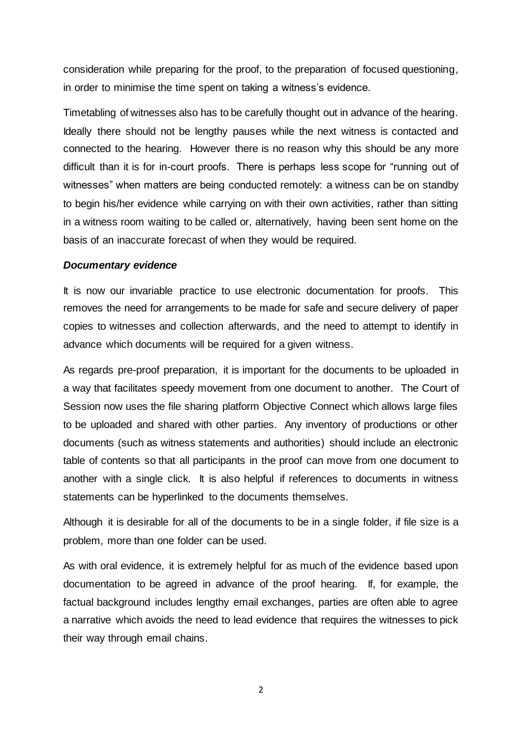consideration while preparing for the proof, to the preparation of focused questioning, in order to minimise the time spent on taking a witness's evidence.

Timetabling of witnesses also has to be carefully thought out in advance of the hearing. Ideally there should not be lengthy pauses while the next witness is contacted and connected to the hearing. However there is no reason why this should be any more difficult than it is for in-court proofs. There is perhaps less scope for "running out of witnesses" when matters are being conducted remotely: a witness can be on standby to begin his/her evidence while carrying on with their own activities, rather than sitting in a witness room waiting to be called or, alternatively, having been sent home on the basis of an inaccurate forecast of when they would be required.

***Documentary evidence***

It is now our invariable practice to use electronic documentation for proofs. This removes the need for arrangements to be made for safe and secure delivery of paper copies to witnesses and collection afterwards, and the need to attempt to identify in advance which documents will be required for a given witness.

As regards pre-proof preparation, it is important for the documents to be uploaded in a way that facilitates speedy movement from one document to another. The Court of Session now uses the file sharing platform Objective Connect which allows large files to be uploaded and shared with other parties. Any inventory of productions or other documents (such as witness statements and authorities) should include an electronic table of contents so that all participants in the proof can move from one document to another with a single click. It is also helpful if references to documents in witness statements can be hyperlinked to the documents themselves.

Although it is desirable for all of the documents to be in a single folder, if file size is a problem, more than one folder can be used.

As with oral evidence, it is extremely helpful for as much of the evidence based upon documentation to be agreed in advance of the proof hearing. If, for example, the factual background includes lengthy email exchanges, parties are often able to agree a narrative which avoids the need to lead evidence that requires the witnesses to pick their way through email chains.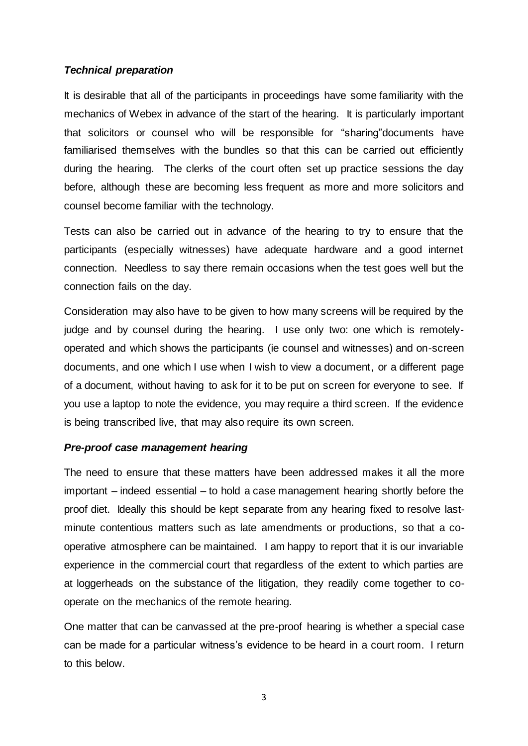***Technical preparation***

It is desirable that all of the participants in proceedings have some familiarity with the mechanics of Webex in advance of the start of the hearing. It is particularly important that solicitors or counsel who will be responsible for "sharing"documents have familiarised themselves with the bundles so that this can be carried out efficiently during the hearing. The clerks of the court often set up practice sessions the day before, although these are becoming less frequent as more and more solicitors and counsel become familiar with the technology.

Tests can also be carried out in advance of the hearing to try to ensure that the participants (especially witnesses) have adequate hardware and a good internet connection. Needless to say there remain occasions when the test goes well but the connection fails on the day.

Consideration may also have to be given to how many screens will be required by the judge and by counsel during the hearing. I use only two: one which is remotely-operated and which shows the participants (ie counsel and witnesses) and on-screen documents, and one which I use when I wish to view a document, or a different page of a document, without having to ask for it to be put on screen for everyone to see. If you use a laptop to note the evidence, you may require a third screen. If the evidence is being transcribed live, that may also require its own screen.

***Pre-proof case management hearing***

The need to ensure that these matters have been addressed makes it all the more important – indeed essential – to hold a case management hearing shortly before the proof diet. Ideally this should be kept separate from any hearing fixed to resolve last-minute contentious matters such as late amendments or productions, so that a co-operative atmosphere can be maintained. I am happy to report that it is our invariable experience in the commercial court that regardless of the extent to which parties are at loggerheads on the substance of the litigation, they readily come together to co-operate on the mechanics of the remote hearing.

One matter that can be canvassed at the pre-proof hearing is whether a special case can be made for a particular witness's evidence to be heard in a court room. I return to this below.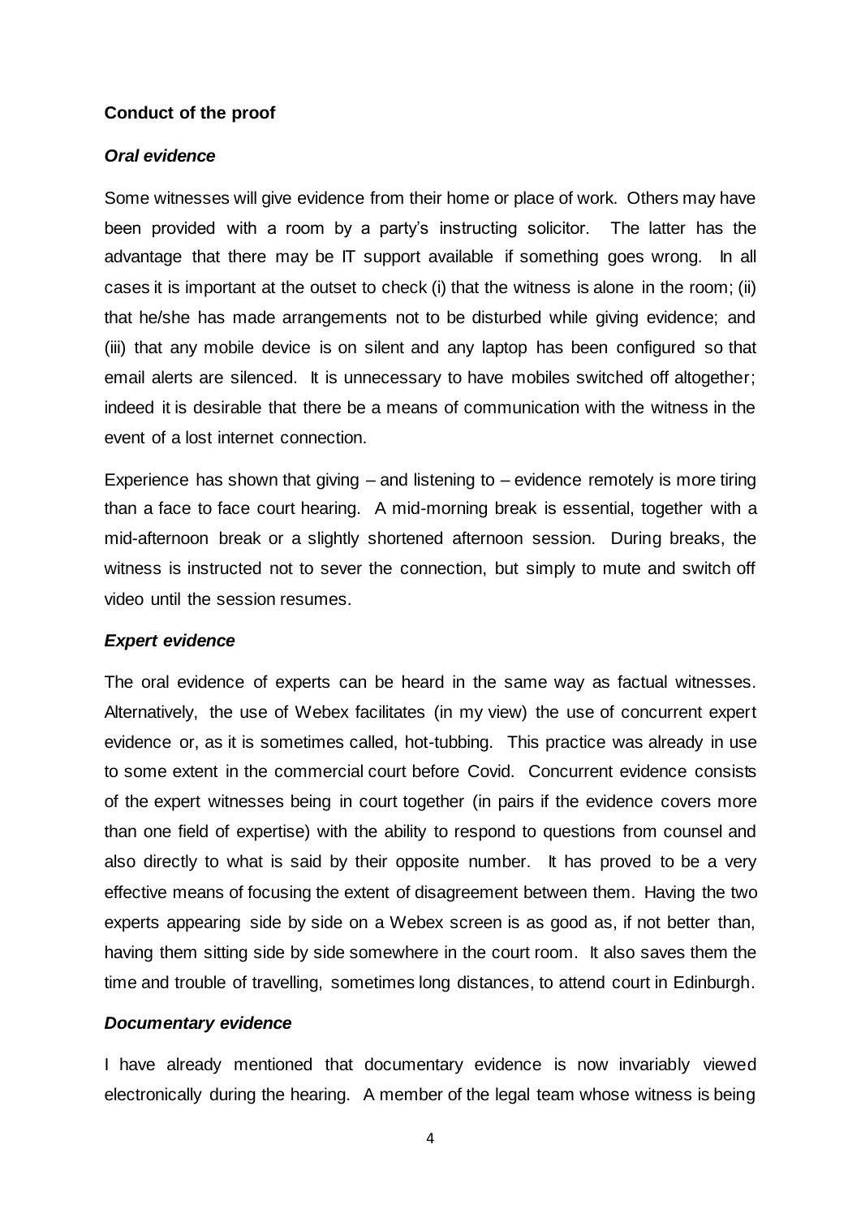**Conduct of the proof**

***Oral evidence***

Some witnesses will give evidence from their home or place of work. Others may have been provided with a room by a party's instructing solicitor. The latter has the advantage that there may be IT support available if something goes wrong. In all cases it is important at the outset to check (i) that the witness is alone in the room; (ii) that he/she has made arrangements not to be disturbed while giving evidence; and (iii) that any mobile device is on silent and any laptop has been configured so that email alerts are silenced. It is unnecessary to have mobiles switched off altogether; indeed it is desirable that there be a means of communication with the witness in the event of a lost internet connection.

Experience has shown that giving – and listening to – evidence remotely is more tiring than a face to face court hearing. A mid-morning break is essential, together with a mid-afternoon break or a slightly shortened afternoon session. During breaks, the witness is instructed not to sever the connection, but simply to mute and switch off video until the session resumes.

***Expert evidence***

The oral evidence of experts can be heard in the same way as factual witnesses. Alternatively, the use of Webex facilitates (in my view) the use of concurrent expert evidence or, as it is sometimes called, hot-tubbing. This practice was already in use to some extent in the commercial court before Covid. Concurrent evidence consists of the expert witnesses being in court together (in pairs if the evidence covers more than one field of expertise) with the ability to respond to questions from counsel and also directly to what is said by their opposite number. It has proved to be a very effective means of focusing the extent of disagreement between them. Having the two experts appearing side by side on a Webex screen is as good as, if not better than, having them sitting side by side somewhere in the court room. It also saves them the time and trouble of travelling, sometimes long distances, to attend court in Edinburgh.

***Documentary evidence***

I have already mentioned that documentary evidence is now invariably viewed electronically during the hearing. A member of the legal team whose witness is being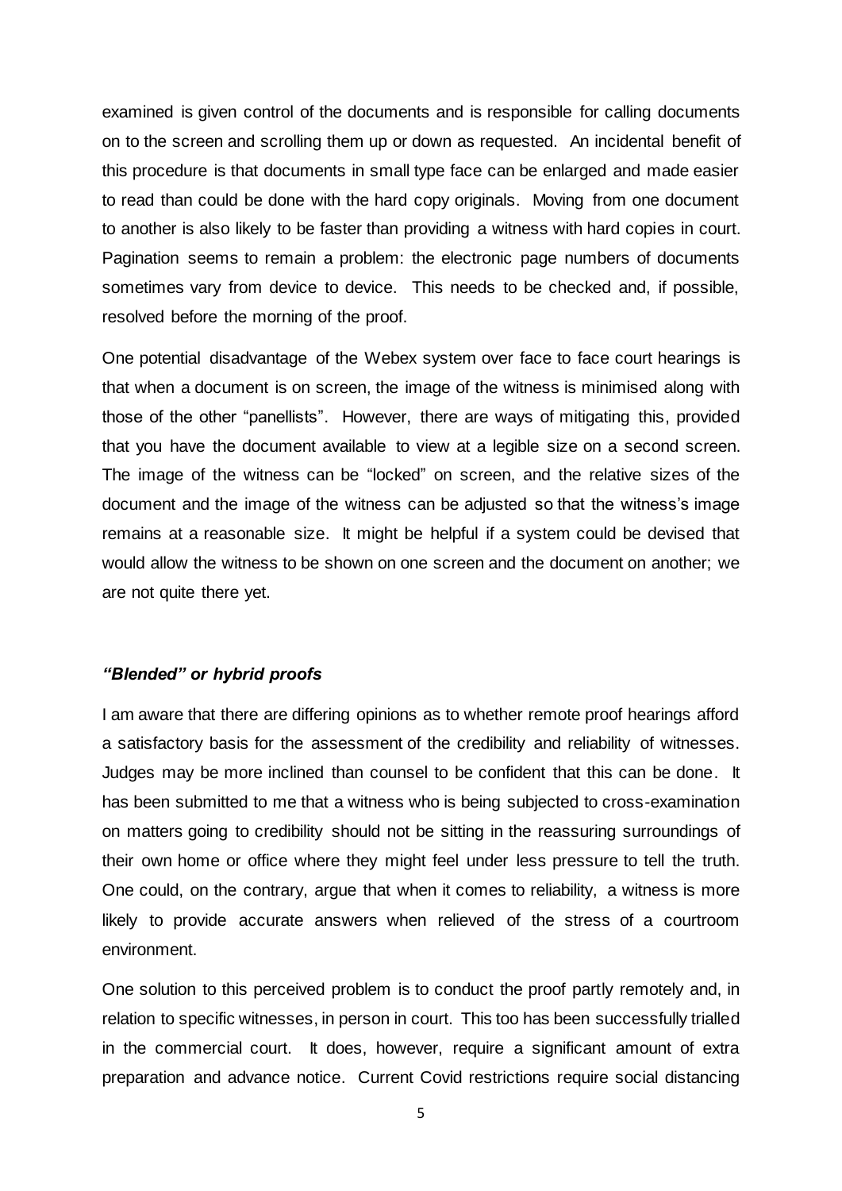examined is given control of the documents and is responsible for calling documents on to the screen and scrolling them up or down as requested. An incidental benefit of this procedure is that documents in small type face can be enlarged and made easier to read than could be done with the hard copy originals. Moving from one document to another is also likely to be faster than providing a witness with hard copies in court. Pagination seems to remain a problem: the electronic page numbers of documents sometimes vary from device to device. This needs to be checked and, if possible, resolved before the morning of the proof.

One potential disadvantage of the Webex system over face to face court hearings is that when a document is on screen, the image of the witness is minimised along with those of the other "panellists". However, there are ways of mitigating this, provided that you have the document available to view at a legible size on a second screen. The image of the witness can be "locked" on screen, and the relative sizes of the document and the image of the witness can be adjusted so that the witness's image remains at a reasonable size. It might be helpful if a system could be devised that would allow the witness to be shown on one screen and the document on another; we are not quite there yet.

### *"Blended" or hybrid proofs*

I am aware that there are differing opinions as to whether remote proof hearings afford a satisfactory basis for the assessment of the credibility and reliability of witnesses. Judges may be more inclined than counsel to be confident that this can be done. It has been submitted to me that a witness who is being subjected to cross-examination on matters going to credibility should not be sitting in the reassuring surroundings of their own home or office where they might feel under less pressure to tell the truth. One could, on the contrary, argue that when it comes to reliability, a witness is more likely to provide accurate answers when relieved of the stress of a courtroom environment.

One solution to this perceived problem is to conduct the proof partly remotely and, in relation to specific witnesses, in person in court. This too has been successfully trialled in the commercial court. It does, however, require a significant amount of extra preparation and advance notice. Current Covid restrictions require social distancing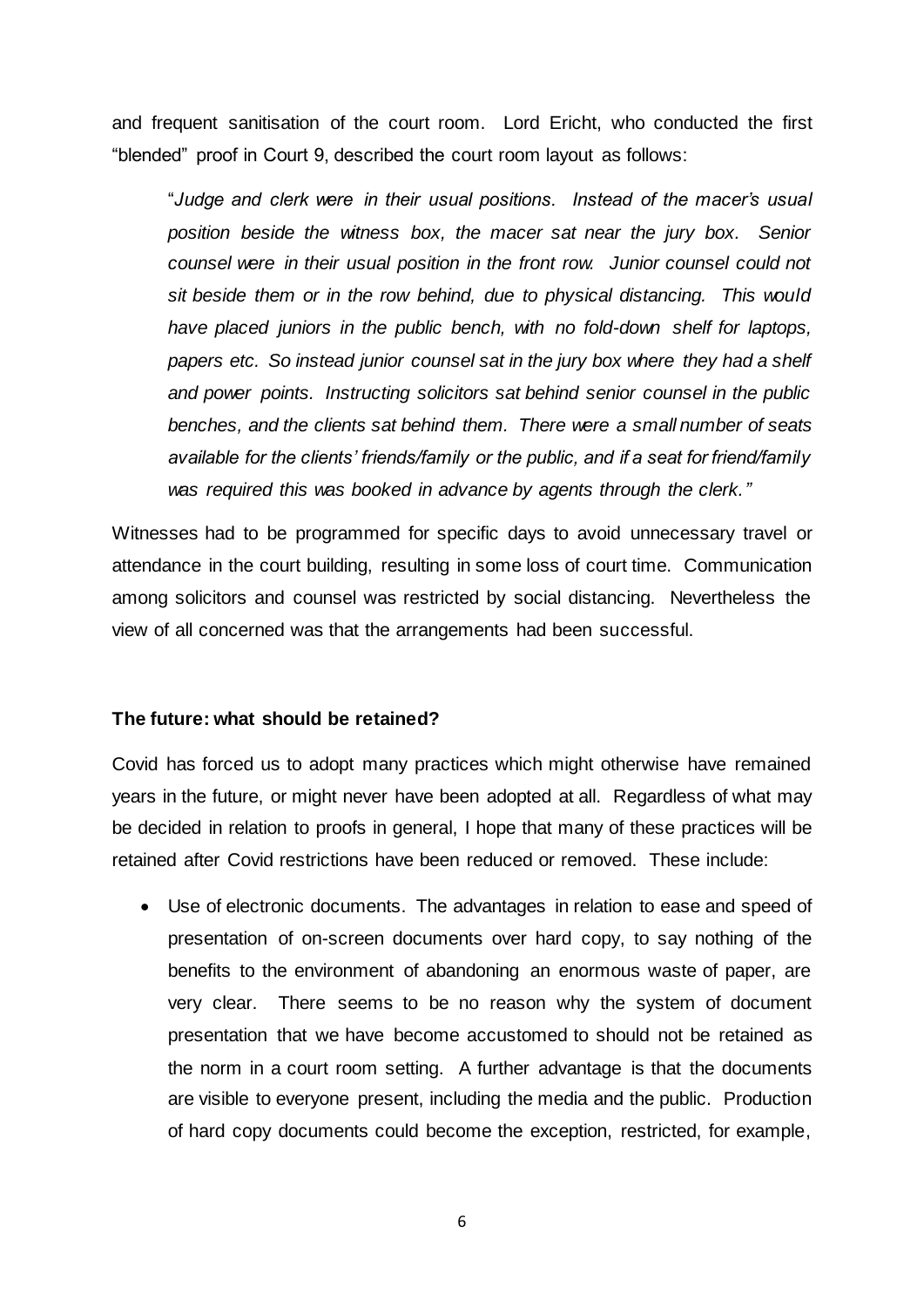and frequent sanitisation of the court room. Lord Ericht, who conducted the first "blended" proof in Court 9, described the court room layout as follows:

> "*Judge and clerk were in their usual positions. Instead of the macer's usual position beside the witness box, the macer sat near the jury box. Senior counsel were in their usual position in the front row. Junior counsel could not sit beside them or in the row behind, due to physical distancing. This would have placed juniors in the public bench, with no fold-down shelf for laptops, papers etc. So instead junior counsel sat in the jury box where they had a shelf and power points. Instructing solicitors sat behind senior counsel in the public benches, and the clients sat behind them. There were a small number of seats available for the clients' friends/family or the public, and if a seat for friend/family was required this was booked in advance by agents through the clerk.*"

Witnesses had to be programmed for specific days to avoid unnecessary travel or attendance in the court building, resulting in some loss of court time. Communication among solicitors and counsel was restricted by social distancing. Nevertheless the view of all concerned was that the arrangements had been successful.

**The future: what should be retained?**

Covid has forced us to adopt many practices which might otherwise have remained years in the future, or might never have been adopted at all. Regardless of what may be decided in relation to proofs in general, I hope that many of these practices will be retained after Covid restrictions have been reduced or removed. These include:

- Use of electronic documents. The advantages in relation to ease and speed of presentation of on-screen documents over hard copy, to say nothing of the benefits to the environment of abandoning an enormous waste of paper, are very clear. There seems to be no reason why the system of document presentation that we have become accustomed to should not be retained as the norm in a court room setting. A further advantage is that the documents are visible to everyone present, including the media and the public. Production of hard copy documents could become the exception, restricted, for example,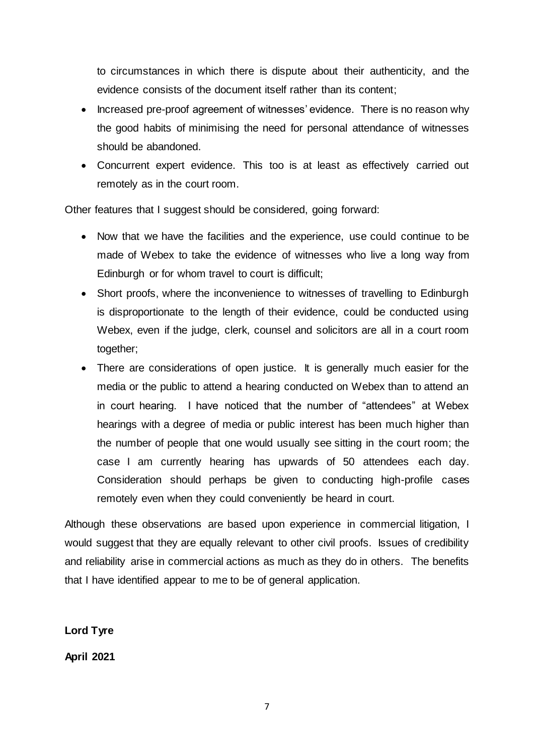to circumstances in which there is dispute about their authenticity, and the evidence consists of the document itself rather than its content;

- Increased pre-proof agreement of witnesses' evidence. There is no reason why the good habits of minimising the need for personal attendance of witnesses should be abandoned.
- Concurrent expert evidence. This too is at least as effectively carried out remotely as in the court room.

Other features that I suggest should be considered, going forward:

- Now that we have the facilities and the experience, use could continue to be made of Webex to take the evidence of witnesses who live a long way from Edinburgh or for whom travel to court is difficult;
- Short proofs, where the inconvenience to witnesses of travelling to Edinburgh is disproportionate to the length of their evidence, could be conducted using Webex, even if the judge, clerk, counsel and solicitors are all in a court room together;
- There are considerations of open justice. It is generally much easier for the media or the public to attend a hearing conducted on Webex than to attend an in court hearing. I have noticed that the number of "attendees" at Webex hearings with a degree of media or public interest has been much higher than the number of people that one would usually see sitting in the court room; the case I am currently hearing has upwards of 50 attendees each day. Consideration should perhaps be given to conducting high-profile cases remotely even when they could conveniently be heard in court.

Although these observations are based upon experience in commercial litigation, I would suggest that they are equally relevant to other civil proofs. Issues of credibility and reliability arise in commercial actions as much as they do in others. The benefits that I have identified appear to me to be of general application.

**Lord Tyre**

**April 2021**